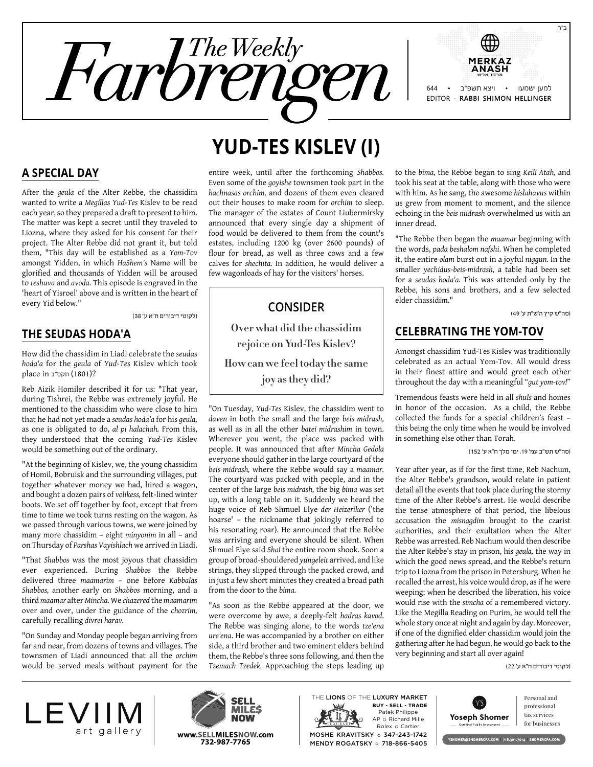# The Weekly Farbrengen

ב"ה

MERKAZ ANASH מרכז אנ"ש

644 • ויצא תשפ"ב • למען ישמעו

EDITOR - RABBI SHIMON HELLINGER

# YUD-TES KISLEV (I)

## A SPECIAL DAY

After the *geula* of the Alter Rebbe, the chassidim wanted to write a *Megillas Yud-Tes* Kislev to be read each year, so they prepared a draft to present to him. The matter was kept a secret until they traveled to Liozna, where they asked for his consent for their project. The Alter Rebbe did not grant it, but told them, "This day will be established as a *Yom-Tov* amongst Yidden, in which *HaShem's* Name will be glorified and thousands of Yidden will be aroused to *teshuva* and *avoda.* This episode is engraved in the 'heart of Yisroel' above and is written in the heart of every Yid below."

(לקוטי דיבורים ח"א ע' 38)

## THE SEUDAS HODA'A

How did the chassidim in Liadi celebrate the *seudas hoda'a* for the *geula* of *Yud-Tes* Kislev which took place in תקס"ב (1801)?

Reb Aizik Homiler described it for us: "That year, during Tishrei, the Rebbe was extremely joyful. He mentioned to the chassidim who were close to him that he had not yet made a *seudas hoda'a* for his *geula,* as one is obligated to do, *al pi halachah.* From this, they understood that the coming *Yud-Tes* Kislev would be something out of the ordinary.

"At the beginning of Kislev, we, the young chassidim of Homil, Bobruisk and the surrounding villages, put together whatever money we had, hired a wagon, and bought a dozen pairs of *volikess,* felt-lined winter boots. We set off together by foot, except that from time to time we took turns resting on the wagon. As we passed through various towns, we were joined by many more chassidim – eight *minyonim* in all – and on Thursday of *Parshas Vayishlach* we arrived in Liadi.

"That *Shabbos* was the most joyous that chassidim ever experienced. During *Shabbos* the Rebbe delivered three *maamarim* – one before *Kabbalas Shabbos,* another early on *Shabbos* morning, and a third *maamar* after *Mincha.* We *chazered* the *maamarim* over and over, under the guidance of the *chozrim,* carefully recalling *divrei harav.*

"On Sunday and Monday people began arriving from far and near, from dozens of towns and villages. The townsmen of Liadi announced that all the *orchim* would be served meals without payment for the entire week, until after the forthcoming *Shabbos.* Even some of the *goyishe* townsmen took part in the *hachnasas orchim,* and dozens of them even cleared out their houses to make room for *orchim* to sleep. The manager of the estates of Count Liubermirsky announced that every single day a shipment of food would be delivered to them from the count's estates, including 1200 kg (over 2600 pounds) of flour for bread, as well as three cows and a few calves for *shechita.* In addition, he would deliver a few wagonloads of hay for the visitors' horses.

> **CONSIDER**
>
> Over what did the chassidim rejoice on Yud-Tes Kislev?
>
> How can we feel today the same joy as they did?

"On Tuesday, *Yud-Tes* Kislev, the chassidim went to *daven* in both the small and the large *beis midrash,* as well as in all the other *batei midrashim* in town. Wherever you went, the place was packed with people. It was announced that after *Mincha Gedola* everyone should gather in the large courtyard of the *beis midrash,* where the Rebbe would say a *maamar.* The courtyard was packed with people, and in the center of the large *beis midrash,* the big *bima* was set up, with a long table on it. Suddenly we heard the huge voice of Reb Shmuel Elye *der Heizeriker* ('the hoarse' – the nickname that jokingly referred to his resonating roar). He announced that the Rebbe was arriving and everyone should be silent. When Shmuel Elye said *Sha!* the entire room shook. Soon a group of broad-shouldered *yungeleit* arrived, and like strings, they slipped through the packed crowd, and in just a few short minutes they created a broad path from the door to the *bima.*

"As soon as the Rebbe appeared at the door, we were overcome by awe, a deeply-felt *hadras kavod.* The Rebbe was singing alone, to the words *tze'ena ure'ena*. He was accompanied by a brother on either side, a third brother and two eminent elders behind them, the Rebbe's three sons following, and then the *Tzemach Tzedek.* Approaching the steps leading up to the *bima,* the Rebbe began to sing *Keili Atah,* and took his seat at the table, along with those who were with him. As he sang, the awesome *hislahavus* within us grew from moment to moment, and the silence echoing in the *beis midrash* overwhelmed us with an inner dread.

"The Rebbe then began the *maamar* beginning with the words, *pada beshalom nafshi*. When he completed it, the entire *olam* burst out in a joyful *niggun.* In the smaller *yechidus-beis-midrash,* a table had been set for a *seudas hoda'a.* This was attended only by the Rebbe, his sons and brothers, and a few selected elder chassidim."

(סה"ש קיץ ה'ש"ת ע' 49)

## CELEBRATING THE YOM-TOV

Amongst chassidim Yud-Tes Kislev was traditionally celebrated as an actual Yom-Tov. All would dress in their finest attire and would greet each other throughout the day with a meaningful "*gut yom-tov!*"

Tremendous feasts were held in all *shuls* and homes in honor of the occasion. As a child, the Rebbe collected the funds for a special children's feast – this being the only time when he would be involved in something else other than Torah.

(סה"ש תש"ב עמ' 19, ימי מלך ח"א ע' 152)

Year after year, as if for the first time, Reb Nachum, the Alter Rebbe's grandson, would relate in patient detail all the events that took place during the stormy time of the Alter Rebbe's arrest. He would describe the tense atmosphere of that period, the libelous accusation the *misnagdim* brought to the czarist authorities, and their exultation when the Alter Rebbe was arrested. Reb Nachum would then describe the Alter Rebbe's stay in prison, his *geula,* the way in which the good news spread, and the Rebbe's return trip to Liozna from the prison in Petersburg. When he recalled the arrest, his voice would drop, as if he were weeping; when he described the liberation, his voice would rise with the *simcha* of a remembered victory. Like the Megilla Reading on Purim, he would tell the whole story once at night and again by day. Moreover, if one of the dignified elder chassidim would join the gathering after he had begun, he would go back to the very beginning and start all over again!

(לקוטי דיבורים ח"א ע' 22)

---

LEVIIM art gallery

SELL MILES NOW — www.SELLMILESNOW.com 732-987-7765

THE LIONS OF THE LUXURY MARKET — BUY - SELL - TRADE — Patek Philippe, AP ○ Richard Mille, Rolex ○ Cartier — MOSHE KRAVITSKY ○ 347-243-1742 — MENDY ROGATSKY ○ 718-866-5405

Yoseph Shomer, Certified Public Accountant — Personal and professional tax services for businesses — YSHOMER@SHOMERCPA.COM | 718.301.7014 | SHOMERCPA.COM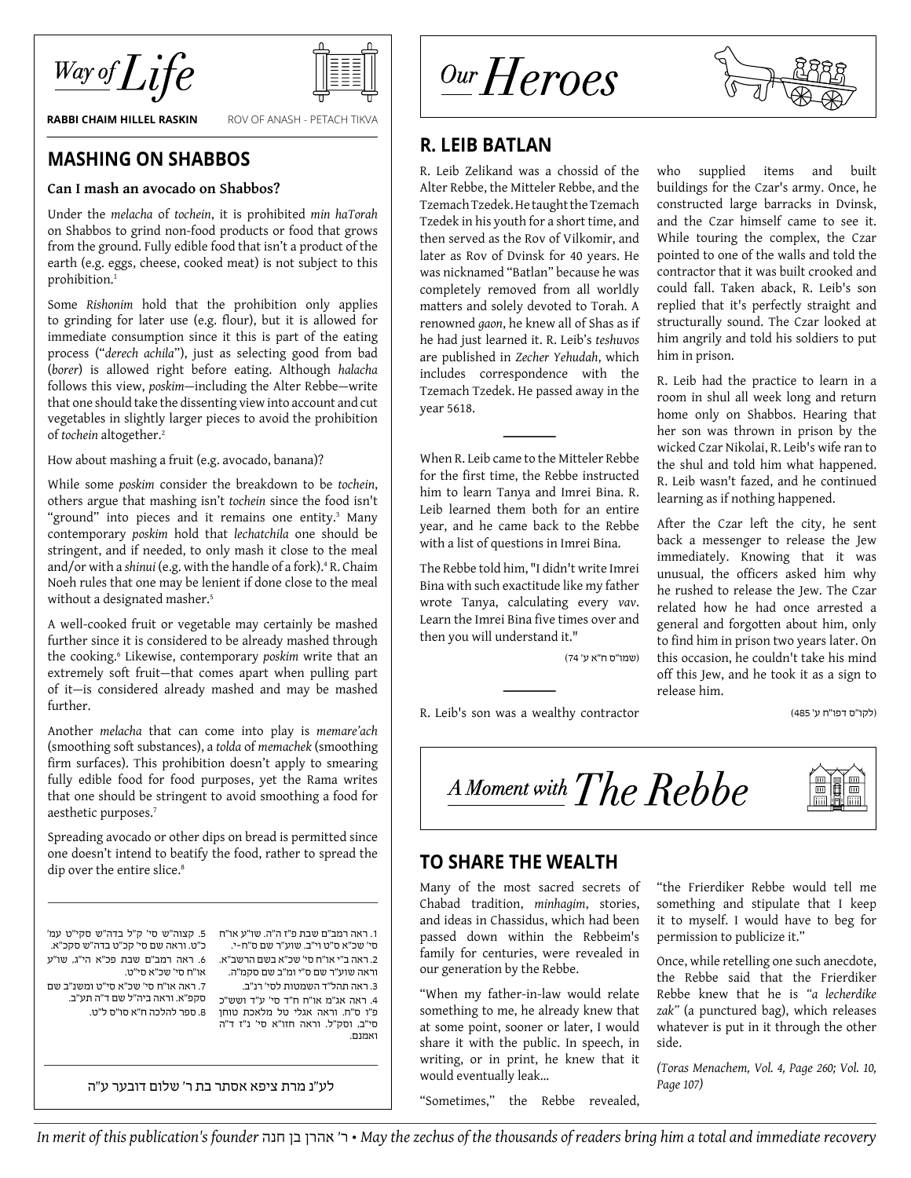# Way of Life

**RABBI CHAIM HILLEL RASKIN** ROV OF ANASH - PETACH TIKVA

## MASHING ON SHABBOS

**Can I mash an avocado on Shabbos?**

Under the *melacha* of *tochein*, it is prohibited *min haTorah* on Shabbos to grind non-food products or food that grows from the ground. Fully edible food that isn't a product of the earth (e.g. eggs, cheese, cooked meat) is not subject to this prohibition.[1]

Some *Rishonim* hold that the prohibition only applies to grinding for later use (e.g. flour), but it is allowed for immediate consumption since it this is part of the eating process ("*derech achila*"), just as selecting good from bad (*borer*) is allowed right before eating. Although *halacha* follows this view, *poskim*—including the Alter Rebbe—write that one should take the dissenting view into account and cut vegetables in slightly larger pieces to avoid the prohibition of *tochein* altogether.[2]

How about mashing a fruit (e.g. avocado, banana)?

While some *poskim* consider the breakdown to be *tochein*, others argue that mashing isn't *tochein* since the food isn't "ground" into pieces and it remains one entity.[3] Many contemporary *poskim* hold that *lechatchila* one should be stringent, and if needed, to only mash it close to the meal and/or with a *shinui* (e.g. with the handle of a fork).[4] R. Chaim Noeh rules that one may be lenient if done close to the meal without a designated masher.[5]

A well-cooked fruit or vegetable may certainly be mashed further since it is considered to be already mashed through the cooking.[6] Likewise, contemporary *poskim* write that an extremely soft fruit—that comes apart when pulling part of it—is considered already mashed and may be mashed further.

Another *melacha* that can come into play is *memare'ach* (smoothing soft substances), a *tolda* of *memachek* (smoothing firm surfaces). This prohibition doesn't apply to smearing fully edible food for food purposes, yet the Rama writes that one should be stringent to avoid smoothing a food for aesthetic purposes.[7]

Spreading avocado or other dips on bread is permitted since one doesn't intend to beatify the food, rather to spread the dip over the entire slice.[8]

1. ראה רמב"ם שבת פ"ז ה"ה. שו"ע או"ח סי' שכ"א ס"ט וי"ב. שוע"ר שם ס"ח-י.
2. ראה ב"י או"ח סי' שכ"א בשם הרשב"א. וראה שוע"ר שם ס"י ומ"ב שם סקמ"ה.
3. ראה תהל"ד השמטות לסי' רנ"ב.
4. ראה אג"מ או"ח ח"ד סי' ע"ד ושש"כ פ"ו ס"ח. וראה אגלי טל מלאכת טוחן סי"ב, וסק"ל. וראה חזו"א סי' נ"ז ד"ה ואמנם.
5. קצוה"ש סי' ק"ל בדה"ש סקי"ט עמ' כ"ט. וראה שם סי' קכ"ט בדה"ש סקכ"א.
6. ראה רמב"ם שבת פכ"א הי"ג, שו"ע או"ח סי' שכ"א סי"ט.
7. ראה או"ח סי' שכ"א סי"ט ומשנ"ב שם סקפ"א. וראה ביה"ל שם ד"ה תע"ב.
8. ספר להלכה ח"א סו"ס ל"ט.

לע"נ מרת ציפא אסתר בת ר' שלום דובער ע"ה

# Our Heroes

## R. LEIB BATLAN

R. Leib Zelikand was a chossid of the Alter Rebbe, the Mitteler Rebbe, and the Tzemach Tzedek. He taught the Tzemach Tzedek in his youth for a short time, and then served as the Rov of Vilkomir, and later as Rov of Dvinsk for 40 years. He was nicknamed "Batlan" because he was completely removed from all worldly matters and solely devoted to Torah. A renowned *gaon*, he knew all of Shas as if he had just learned it. R. Leib's *teshuvos* are published in *Zecher Yehudah*, which includes correspondence with the Tzemach Tzedek. He passed away in the year 5618.

---

When R. Leib came to the Mitteler Rebbe for the first time, the Rebbe instructed him to learn Tanya and Imrei Bina. R. Leib learned them both for an entire year, and he came back to the Rebbe with a list of questions in Imrei Bina.

The Rebbe told him, "I didn't write Imrei Bina with such exactitude like my father wrote Tanya, calculating every *vav*. Learn the Imrei Bina five times over and then you will understand it."

(שמו"ס ח"א ע' 74)

---

R. Leib's son was a wealthy contractor who supplied items and built buildings for the Czar's army. Once, he constructed large barracks in Dvinsk, and the Czar himself came to see it. While touring the complex, the Czar pointed to one of the walls and told the contractor that it was built crooked and could fall. Taken aback, R. Leib's son replied that it's perfectly straight and structurally sound. The Czar looked at him angrily and told his soldiers to put him in prison.

R. Leib had the practice to learn in a room in shul all week long and return home only on Shabbos. Hearing that her son was thrown in prison by the wicked Czar Nikolai, R. Leib's wife ran to the shul and told him what happened. R. Leib wasn't fazed, and he continued learning as if nothing happened.

After the Czar left the city, he sent back a messenger to release the Jew immediately. Knowing that it was unusual, the officers asked him why he rushed to release the Jew. The Czar related how he had once arrested a general and forgotten about him, only to find him in prison two years later. On this occasion, he couldn't take his mind off this Jew, and he took it as a sign to release him.

(לקו"ס דפו"ח ע' 485)

# A Moment with The Rebbe

## TO SHARE THE WEALTH

Many of the most sacred secrets of Chabad tradition, *minhagim*, stories, and ideas in Chassidus, which had been passed down within the Rebbeim's family for centuries, were revealed in our generation by the Rebbe.

"When my father-in-law would relate something to me, he already knew that at some point, sooner or later, I would share it with the public. In speech, in writing, or in print, he knew that it would eventually leak...

"Sometimes," the Rebbe revealed, "the Frierdiker Rebbe would tell me something and stipulate that I keep it to myself. I would have to beg for permission to publicize it."

Once, while retelling one such anecdote, the Rebbe said that the Frierdiker Rebbe knew that he is *"a lecherdike zak"* (a punctured bag), which releases whatever is put in it through the other side.

*(Toras Menachem, Vol. 4, Page 260; Vol. 10, Page 107)*

*In merit of this publication's founder* ר' אהרן בן חנה *• May the zechus of the thousands of readers bring him a total and immediate recovery*